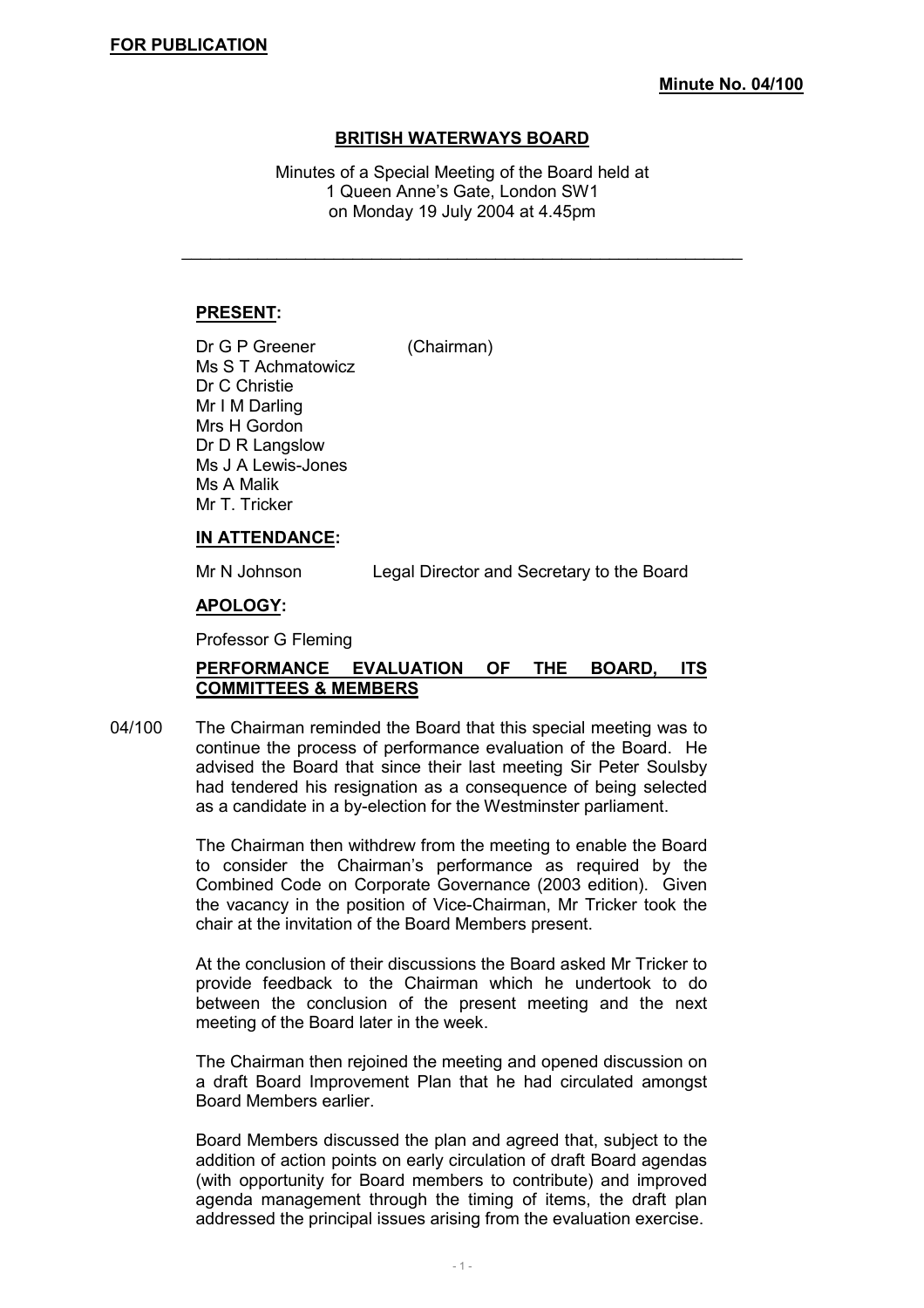**FOR PUBLICATION**

**Minute No. 04/100**

# BRITISH WATERWAYS BOARD

Minutes of a Special Meeting of the Board held at
1 Queen Anne's Gate, London SW1
on Monday 19 July 2004 at 4.45pm

---

**PRESENT:**

Dr G P Greener (Chairman)
Ms S T Achmatowicz
Dr C Christie
Mr I M Darling
Mrs H Gordon
Dr D R Langslow
Ms J A Lewis-Jones
Ms A Malik
Mr T. Tricker

**IN ATTENDANCE:**

Mr N Johnson Legal Director and Secretary to the Board

**APOLOGY:**

Professor G Fleming

**PERFORMANCE EVALUATION OF THE BOARD, ITS COMMITTEES & MEMBERS**

04/100 The Chairman reminded the Board that this special meeting was to continue the process of performance evaluation of the Board. He advised the Board that since their last meeting Sir Peter Soulsby had tendered his resignation as a consequence of being selected as a candidate in a by-election for the Westminster parliament.

The Chairman then withdrew from the meeting to enable the Board to consider the Chairman's performance as required by the Combined Code on Corporate Governance (2003 edition). Given the vacancy in the position of Vice-Chairman, Mr Tricker took the chair at the invitation of the Board Members present.

At the conclusion of their discussions the Board asked Mr Tricker to provide feedback to the Chairman which he undertook to do between the conclusion of the present meeting and the next meeting of the Board later in the week.

The Chairman then rejoined the meeting and opened discussion on a draft Board Improvement Plan that he had circulated amongst Board Members earlier.

Board Members discussed the plan and agreed that, subject to the addition of action points on early circulation of draft Board agendas (with opportunity for Board members to contribute) and improved agenda management through the timing of items, the draft plan addressed the principal issues arising from the evaluation exercise.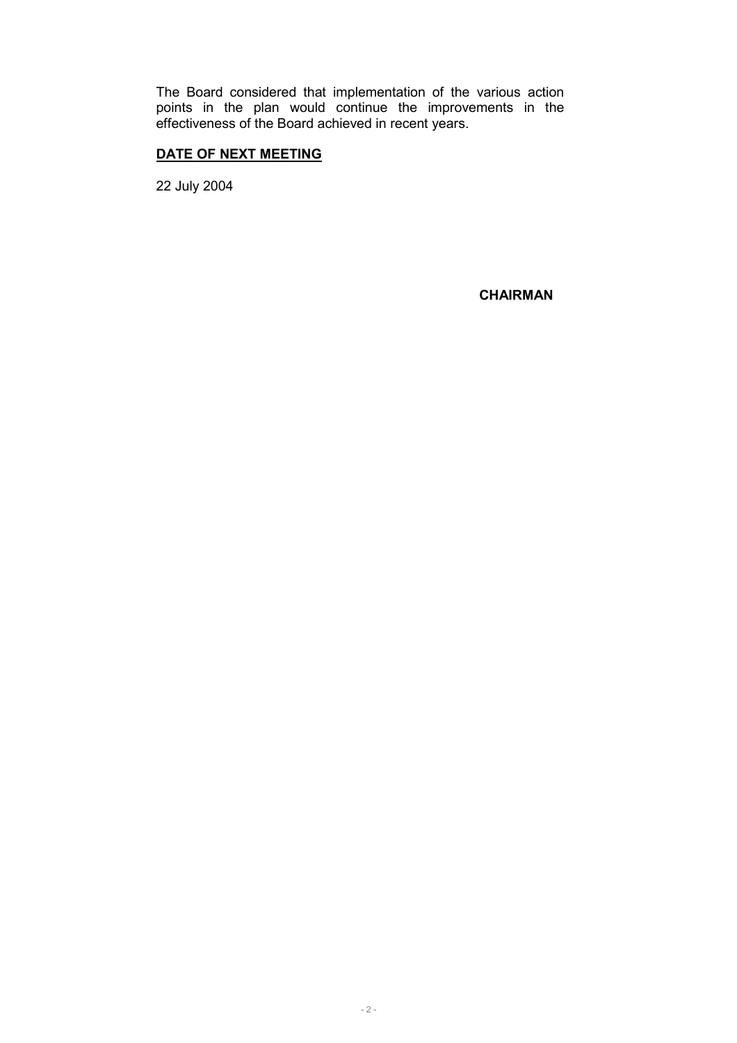The Board considered that implementation of the various action points in the plan would continue the improvements in the effectiveness of the Board achieved in recent years.

## DATE OF NEXT MEETING

22 July 2004

**CHAIRMAN**